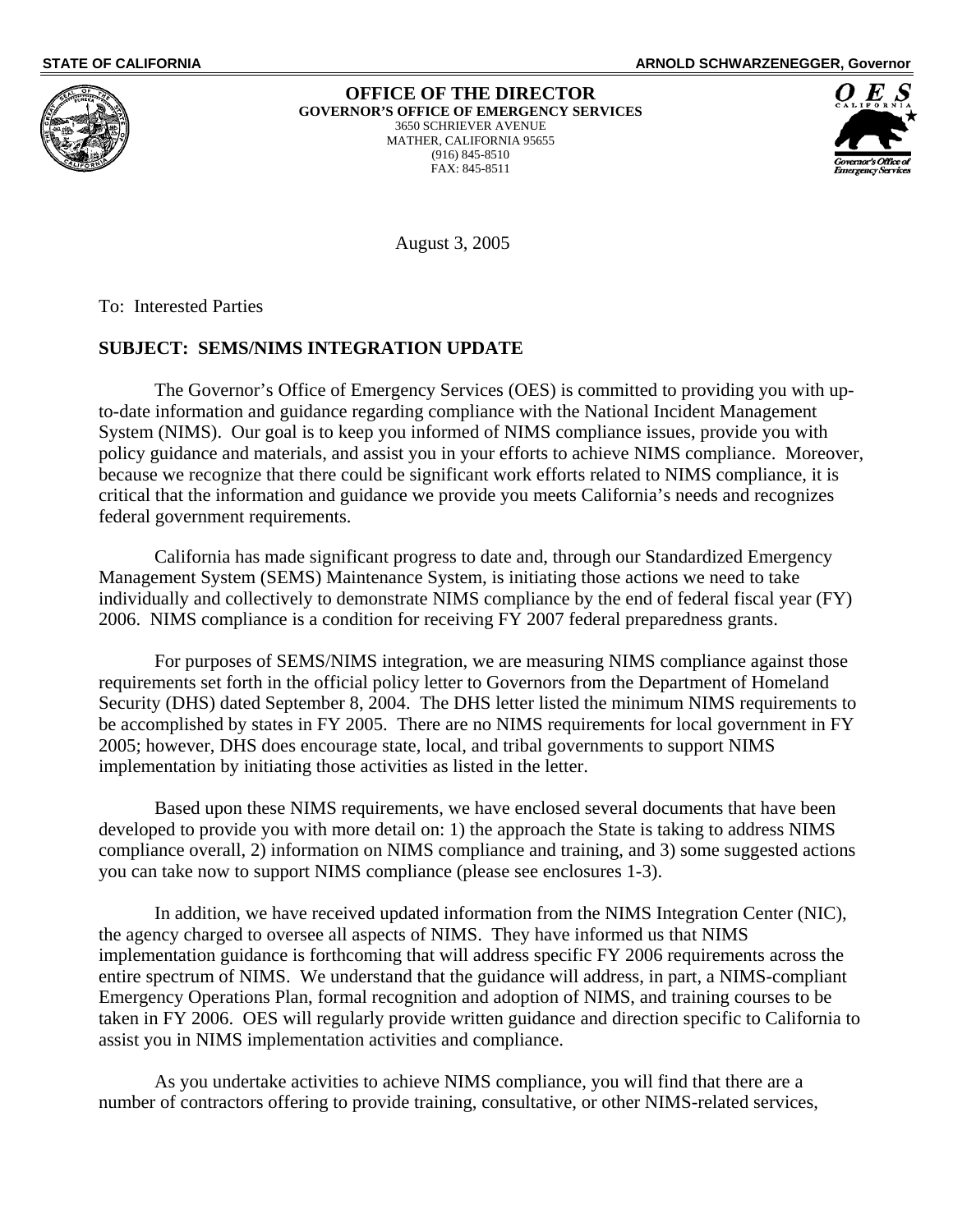**STATE OF CALIFORNIA** **ARNOLD SCHWARZENEGGER, Governor**

**OFFICE OF THE DIRECTOR**
**GOVERNOR'S OFFICE OF EMERGENCY SERVICES**
3650 SCHRIEVER AVENUE
MATHER, CALIFORNIA 95655
(916) 845-8510
FAX: 845-8511

August 3, 2005

To: Interested Parties

**SUBJECT: SEMS/NIMS INTEGRATION UPDATE**

The Governor's Office of Emergency Services (OES) is committed to providing you with up-to-date information and guidance regarding compliance with the National Incident Management System (NIMS). Our goal is to keep you informed of NIMS compliance issues, provide you with policy guidance and materials, and assist you in your efforts to achieve NIMS compliance. Moreover, because we recognize that there could be significant work efforts related to NIMS compliance, it is critical that the information and guidance we provide you meets California's needs and recognizes federal government requirements.

California has made significant progress to date and, through our Standardized Emergency Management System (SEMS) Maintenance System, is initiating those actions we need to take individually and collectively to demonstrate NIMS compliance by the end of federal fiscal year (FY) 2006. NIMS compliance is a condition for receiving FY 2007 federal preparedness grants.

For purposes of SEMS/NIMS integration, we are measuring NIMS compliance against those requirements set forth in the official policy letter to Governors from the Department of Homeland Security (DHS) dated September 8, 2004. The DHS letter listed the minimum NIMS requirements to be accomplished by states in FY 2005. There are no NIMS requirements for local government in FY 2005; however, DHS does encourage state, local, and tribal governments to support NIMS implementation by initiating those activities as listed in the letter.

Based upon these NIMS requirements, we have enclosed several documents that have been developed to provide you with more detail on: 1) the approach the State is taking to address NIMS compliance overall, 2) information on NIMS compliance and training, and 3) some suggested actions you can take now to support NIMS compliance (please see enclosures 1-3).

In addition, we have received updated information from the NIMS Integration Center (NIC), the agency charged to oversee all aspects of NIMS. They have informed us that NIMS implementation guidance is forthcoming that will address specific FY 2006 requirements across the entire spectrum of NIMS. We understand that the guidance will address, in part, a NIMS-compliant Emergency Operations Plan, formal recognition and adoption of NIMS, and training courses to be taken in FY 2006. OES will regularly provide written guidance and direction specific to California to assist you in NIMS implementation activities and compliance.

As you undertake activities to achieve NIMS compliance, you will find that there are a number of contractors offering to provide training, consultative, or other NIMS-related services,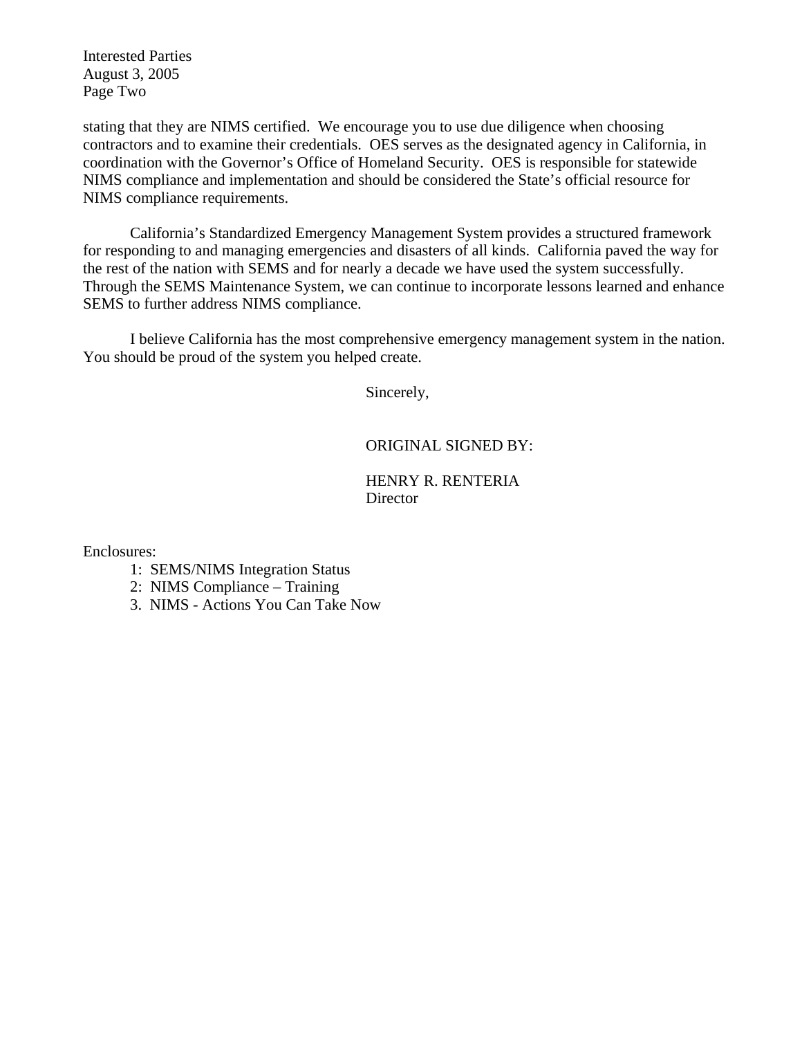stating that they are NIMS certified. We encourage you to use due diligence when choosing contractors and to examine their credentials. OES serves as the designated agency in California, in coordination with the Governor's Office of Homeland Security. OES is responsible for statewide NIMS compliance and implementation and should be considered the State's official resource for NIMS compliance requirements.

California's Standardized Emergency Management System provides a structured framework for responding to and managing emergencies and disasters of all kinds. California paved the way for the rest of the nation with SEMS and for nearly a decade we have used the system successfully. Through the SEMS Maintenance System, we can continue to incorporate lessons learned and enhance SEMS to further address NIMS compliance.

I believe California has the most comprehensive emergency management system in the nation. You should be proud of the system you helped create.

Sincerely,

ORIGINAL SIGNED BY:

HENRY R. RENTERIA
Director

Enclosures:

1: SEMS/NIMS Integration Status
2: NIMS Compliance – Training
3. NIMS - Actions You Can Take Now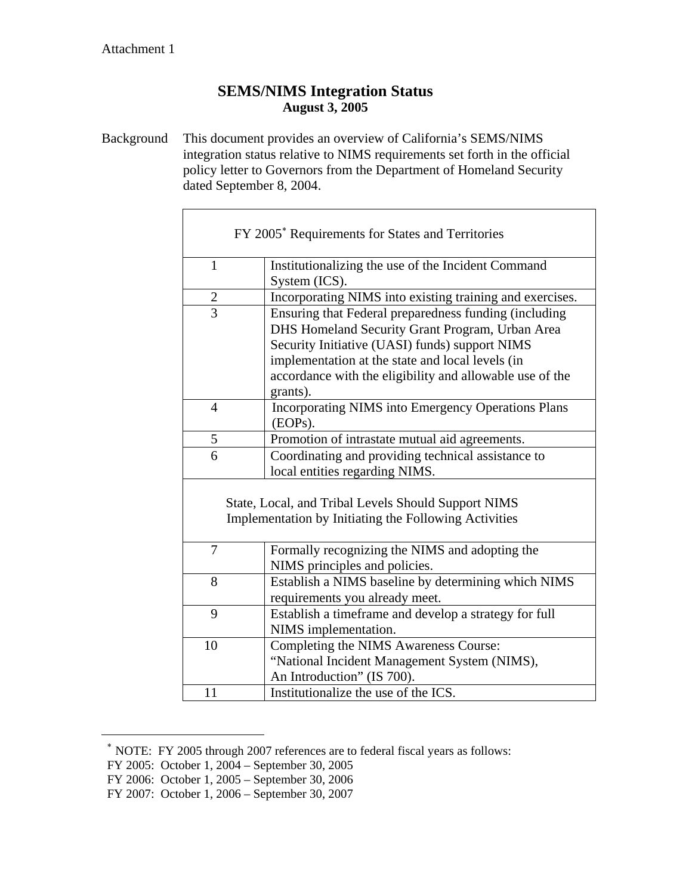Attachment 1

# SEMS/NIMS Integration Status

**August 3, 2005**

Background This document provides an overview of California's SEMS/NIMS integration status relative to NIMS requirements set forth in the official policy letter to Governors from the Department of Homeland Security dated September 8, 2004.

| FY 2005* Requirements for States and Territories | |
|---|---|
| 1 | Institutionalizing the use of the Incident Command System (ICS). |
| 2 | Incorporating NIMS into existing training and exercises. |
| 3 | Ensuring that Federal preparedness funding (including DHS Homeland Security Grant Program, Urban Area Security Initiative (UASI) funds) support NIMS implementation at the state and local levels (in accordance with the eligibility and allowable use of the grants). |
| 4 | Incorporating NIMS into Emergency Operations Plans (EOPs). |
| 5 | Promotion of intrastate mutual aid agreements. |
| 6 | Coordinating and providing technical assistance to local entities regarding NIMS. |
| State, Local, and Tribal Levels Should Support NIMS Implementation by Initiating the Following Activities | |
| 7 | Formally recognizing the NIMS and adopting the NIMS principles and policies. |
| 8 | Establish a NIMS baseline by determining which NIMS requirements you already meet. |
| 9 | Establish a timeframe and develop a strategy for full NIMS implementation. |
| 10 | Completing the NIMS Awareness Course: "National Incident Management System (NIMS), An Introduction" (IS 700). |
| 11 | Institutionalize the use of the ICS. |

---

* NOTE: FY 2005 through 2007 references are to federal fiscal years as follows:
FY 2005: October 1, 2004 – September 30, 2005
FY 2006: October 1, 2005 – September 30, 2006
FY 2007: October 1, 2006 – September 30, 2007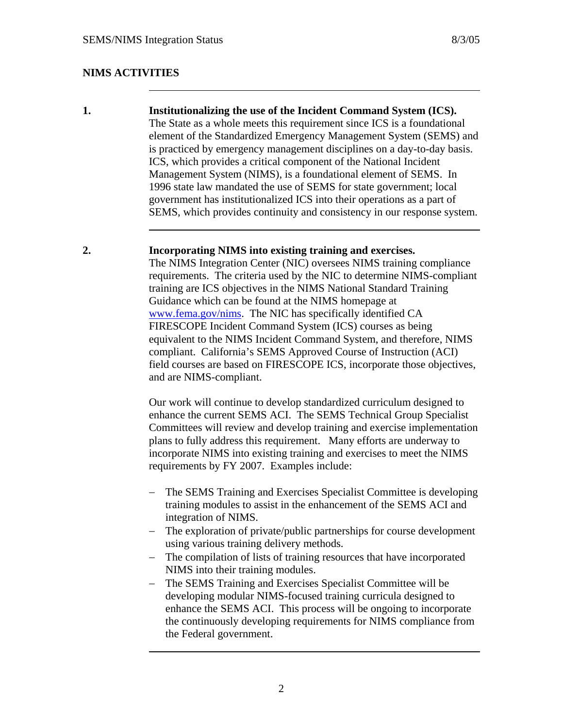## NIMS ACTIVITIES

---

**1. Institutionalizing the use of the Incident Command System (ICS).**

The State as a whole meets this requirement since ICS is a foundational element of the Standardized Emergency Management System (SEMS) and is practiced by emergency management disciplines on a day-to-day basis. ICS, which provides a critical component of the National Incident Management System (NIMS), is a foundational element of SEMS. In 1996 state law mandated the use of SEMS for state government; local government has institutionalized ICS into their operations as a part of SEMS, which provides continuity and consistency in our response system.

---

**2. Incorporating NIMS into existing training and exercises.**

The NIMS Integration Center (NIC) oversees NIMS training compliance requirements. The criteria used by the NIC to determine NIMS-compliant training are ICS objectives in the NIMS National Standard Training Guidance which can be found at the NIMS homepage at [www.fema.gov/nims](www.fema.gov/nims). The NIC has specifically identified CA FIRESCOPE Incident Command System (ICS) courses as being equivalent to the NIMS Incident Command System, and therefore, NIMS compliant. California's SEMS Approved Course of Instruction (ACI) field courses are based on FIRESCOPE ICS, incorporate those objectives, and are NIMS-compliant.

Our work will continue to develop standardized curriculum designed to enhance the current SEMS ACI. The SEMS Technical Group Specialist Committees will review and develop training and exercise implementation plans to fully address this requirement. Many efforts are underway to incorporate NIMS into existing training and exercises to meet the NIMS requirements by FY 2007. Examples include:

- The SEMS Training and Exercises Specialist Committee is developing training modules to assist in the enhancement of the SEMS ACI and integration of NIMS.
- The exploration of private/public partnerships for course development using various training delivery methods.
- The compilation of lists of training resources that have incorporated NIMS into their training modules.
- The SEMS Training and Exercises Specialist Committee will be developing modular NIMS-focused training curricula designed to enhance the SEMS ACI. This process will be ongoing to incorporate the continuously developing requirements for NIMS compliance from the Federal government.

---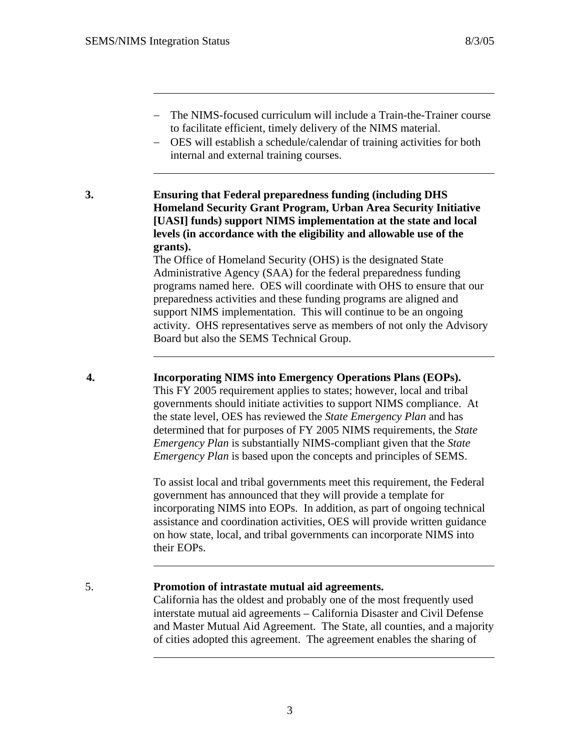- The NIMS-focused curriculum will include a Train-the-Trainer course to facilitate efficient, timely delivery of the NIMS material.
- OES will establish a schedule/calendar of training activities for both internal and external training courses.

**3. Ensuring that Federal preparedness funding (including DHS Homeland Security Grant Program, Urban Area Security Initiative [UASI] funds) support NIMS implementation at the state and local levels (in accordance with the eligibility and allowable use of the grants).**

The Office of Homeland Security (OHS) is the designated State Administrative Agency (SAA) for the federal preparedness funding programs named here. OES will coordinate with OHS to ensure that our preparedness activities and these funding programs are aligned and support NIMS implementation. This will continue to be an ongoing activity. OHS representatives serve as members of not only the Advisory Board but also the SEMS Technical Group.

**4. Incorporating NIMS into Emergency Operations Plans (EOPs).**

This FY 2005 requirement applies to states; however, local and tribal governments should initiate activities to support NIMS compliance. At the state level, OES has reviewed the *State Emergency Plan* and has determined that for purposes of FY 2005 NIMS requirements, the *State Emergency Plan* is substantially NIMS-compliant given that the *State Emergency Plan* is based upon the concepts and principles of SEMS.

To assist local and tribal governments meet this requirement, the Federal government has announced that they will provide a template for incorporating NIMS into EOPs. In addition, as part of ongoing technical assistance and coordination activities, OES will provide written guidance on how state, local, and tribal governments can incorporate NIMS into their EOPs.

5. **Promotion of intrastate mutual aid agreements.**

California has the oldest and probably one of the most frequently used interstate mutual aid agreements – California Disaster and Civil Defense and Master Mutual Aid Agreement. The State, all counties, and a majority of cities adopted this agreement. The agreement enables the sharing of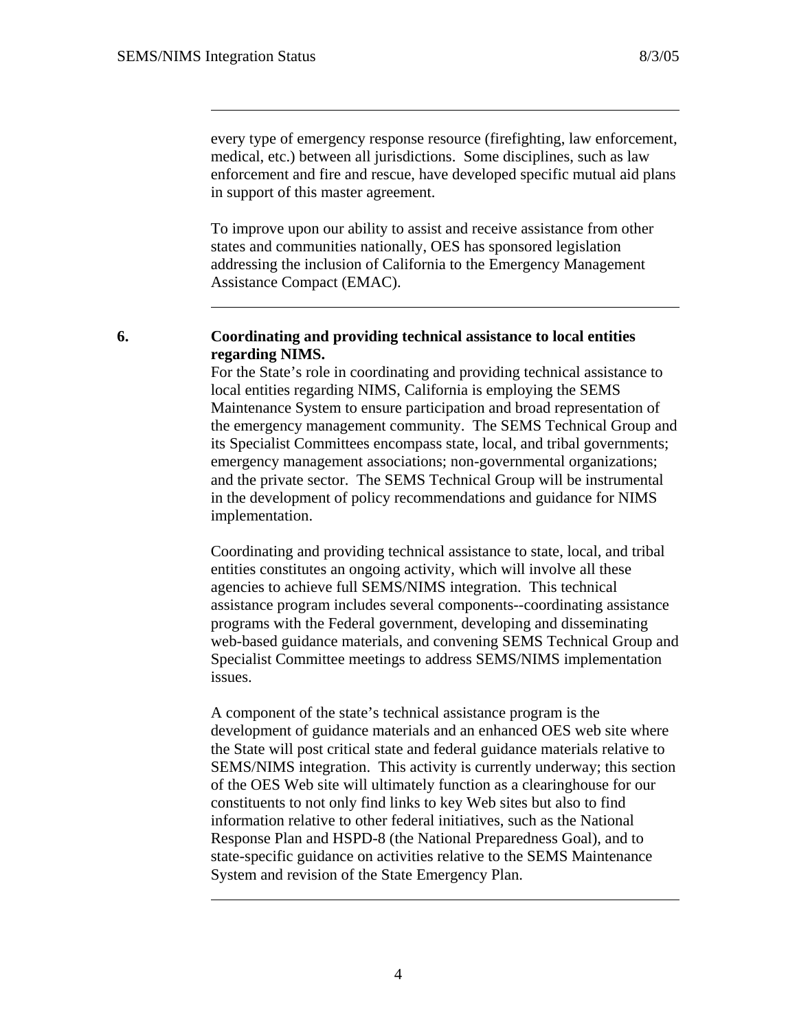every type of emergency response resource (firefighting, law enforcement, medical, etc.) between all jurisdictions. Some disciplines, such as law enforcement and fire and rescue, have developed specific mutual aid plans in support of this master agreement.

To improve upon our ability to assist and receive assistance from other states and communities nationally, OES has sponsored legislation addressing the inclusion of California to the Emergency Management Assistance Compact (EMAC).

---

**6. Coordinating and providing technical assistance to local entities regarding NIMS.**

For the State's role in coordinating and providing technical assistance to local entities regarding NIMS, California is employing the SEMS Maintenance System to ensure participation and broad representation of the emergency management community. The SEMS Technical Group and its Specialist Committees encompass state, local, and tribal governments; emergency management associations; non-governmental organizations; and the private sector. The SEMS Technical Group will be instrumental in the development of policy recommendations and guidance for NIMS implementation.

Coordinating and providing technical assistance to state, local, and tribal entities constitutes an ongoing activity, which will involve all these agencies to achieve full SEMS/NIMS integration. This technical assistance program includes several components--coordinating assistance programs with the Federal government, developing and disseminating web-based guidance materials, and convening SEMS Technical Group and Specialist Committee meetings to address SEMS/NIMS implementation issues.

A component of the state's technical assistance program is the development of guidance materials and an enhanced OES web site where the State will post critical state and federal guidance materials relative to SEMS/NIMS integration. This activity is currently underway; this section of the OES Web site will ultimately function as a clearinghouse for our constituents to not only find links to key Web sites but also to find information relative to other federal initiatives, such as the National Response Plan and HSPD-8 (the National Preparedness Goal), and to state-specific guidance on activities relative to the SEMS Maintenance System and revision of the State Emergency Plan.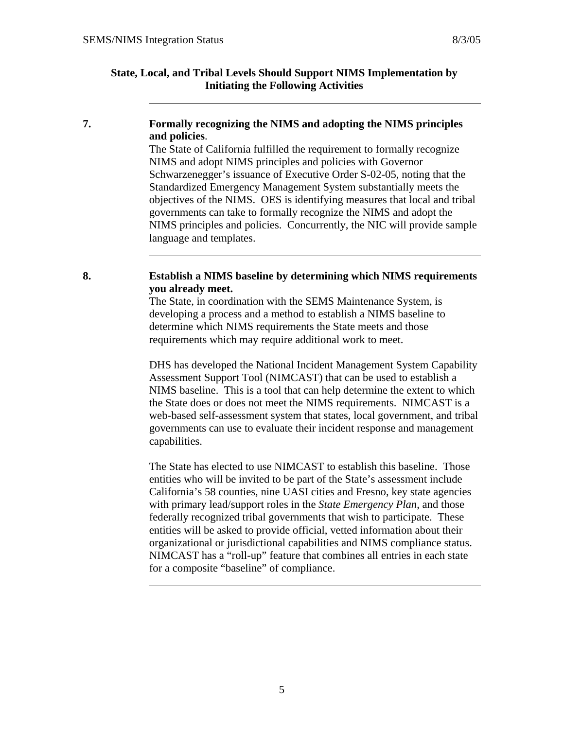**State, Local, and Tribal Levels Should Support NIMS Implementation by Initiating the Following Activities**

---

**7. Formally recognizing the NIMS and adopting the NIMS principles and policies**.

The State of California fulfilled the requirement to formally recognize NIMS and adopt NIMS principles and policies with Governor Schwarzenegger's issuance of Executive Order S-02-05, noting that the Standardized Emergency Management System substantially meets the objectives of the NIMS. OES is identifying measures that local and tribal governments can take to formally recognize the NIMS and adopt the NIMS principles and policies. Concurrently, the NIC will provide sample language and templates.

---

**8. Establish a NIMS baseline by determining which NIMS requirements you already meet.**

The State, in coordination with the SEMS Maintenance System, is developing a process and a method to establish a NIMS baseline to determine which NIMS requirements the State meets and those requirements which may require additional work to meet.

DHS has developed the National Incident Management System Capability Assessment Support Tool (NIMCAST) that can be used to establish a NIMS baseline. This is a tool that can help determine the extent to which the State does or does not meet the NIMS requirements. NIMCAST is a web-based self-assessment system that states, local government, and tribal governments can use to evaluate their incident response and management capabilities.

The State has elected to use NIMCAST to establish this baseline. Those entities who will be invited to be part of the State's assessment include California's 58 counties, nine UASI cities and Fresno, key state agencies with primary lead/support roles in the *State Emergency Plan*, and those federally recognized tribal governments that wish to participate. These entities will be asked to provide official, vetted information about their organizational or jurisdictional capabilities and NIMS compliance status. NIMCAST has a "roll-up" feature that combines all entries in each state for a composite "baseline" of compliance.

---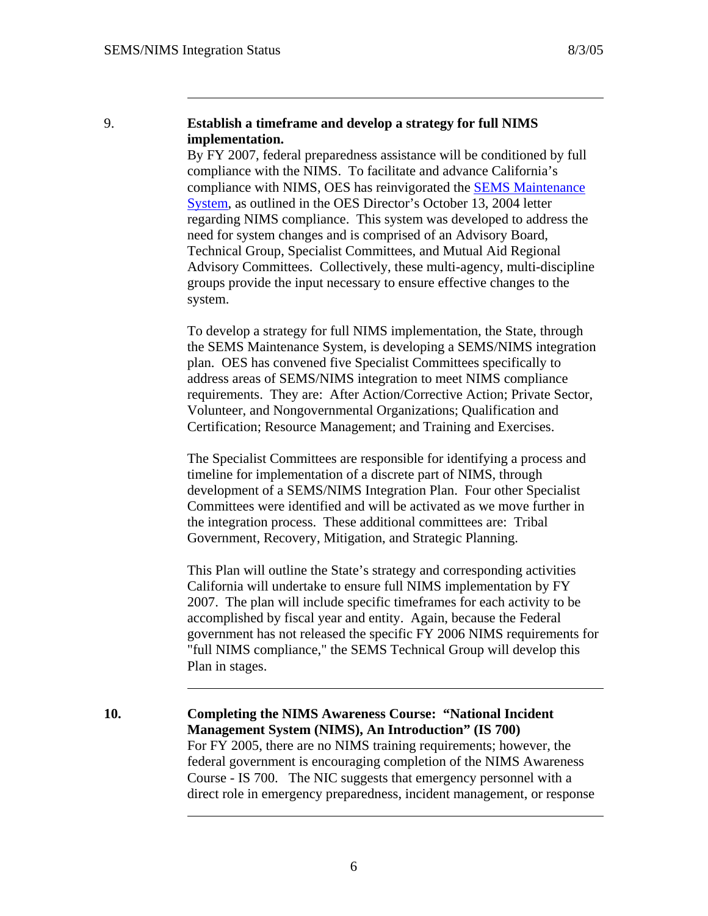9. **Establish a timeframe and develop a strategy for full NIMS implementation.**

By FY 2007, federal preparedness assistance will be conditioned by full compliance with the NIMS. To facilitate and advance California's compliance with NIMS, OES has reinvigorated the SEMS Maintenance System, as outlined in the OES Director's October 13, 2004 letter regarding NIMS compliance. This system was developed to address the need for system changes and is comprised of an Advisory Board, Technical Group, Specialist Committees, and Mutual Aid Regional Advisory Committees. Collectively, these multi-agency, multi-discipline groups provide the input necessary to ensure effective changes to the system.

To develop a strategy for full NIMS implementation, the State, through the SEMS Maintenance System, is developing a SEMS/NIMS integration plan. OES has convened five Specialist Committees specifically to address areas of SEMS/NIMS integration to meet NIMS compliance requirements. They are: After Action/Corrective Action; Private Sector, Volunteer, and Nongovernmental Organizations; Qualification and Certification; Resource Management; and Training and Exercises.

The Specialist Committees are responsible for identifying a process and timeline for implementation of a discrete part of NIMS, through development of a SEMS/NIMS Integration Plan. Four other Specialist Committees were identified and will be activated as we move further in the integration process. These additional committees are: Tribal Government, Recovery, Mitigation, and Strategic Planning.

This Plan will outline the State's strategy and corresponding activities California will undertake to ensure full NIMS implementation by FY 2007. The plan will include specific timeframes for each activity to be accomplished by fiscal year and entity. Again, because the Federal government has not released the specific FY 2006 NIMS requirements for "full NIMS compliance," the SEMS Technical Group will develop this Plan in stages.

**10. Completing the NIMS Awareness Course: "National Incident Management System (NIMS), An Introduction" (IS 700)**

For FY 2005, there are no NIMS training requirements; however, the federal government is encouraging completion of the NIMS Awareness Course - IS 700. The NIC suggests that emergency personnel with a direct role in emergency preparedness, incident management, or response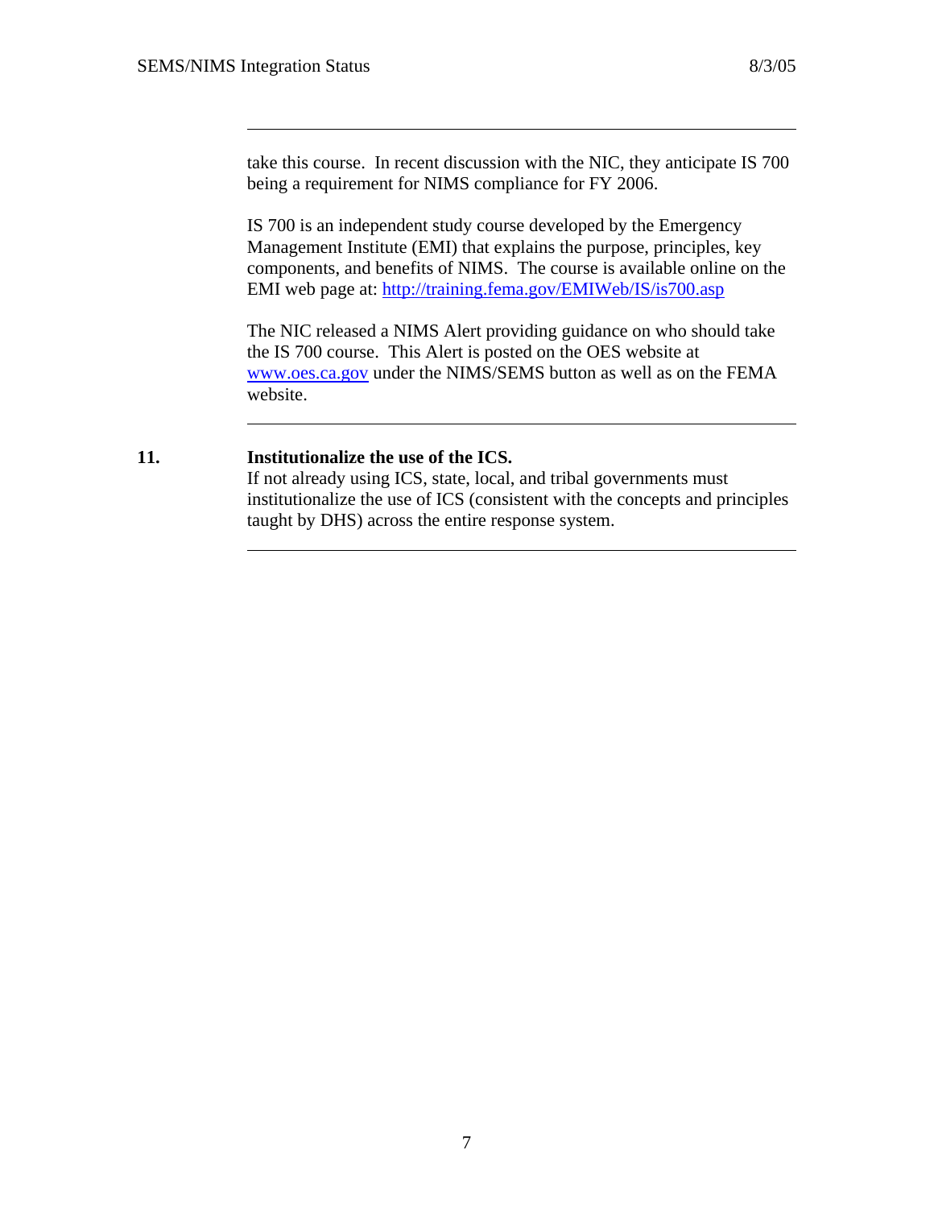take this course. In recent discussion with the NIC, they anticipate IS 700 being a requirement for NIMS compliance for FY 2006.

IS 700 is an independent study course developed by the Emergency Management Institute (EMI) that explains the purpose, principles, key components, and benefits of NIMS. The course is available online on the EMI web page at: http://training.fema.gov/EMIWeb/IS/is700.asp

The NIC released a NIMS Alert providing guidance on who should take the IS 700 course. This Alert is posted on the OES website at www.oes.ca.gov under the NIMS/SEMS button as well as on the FEMA website.

---

**11. Institutionalize the use of the ICS.**

If not already using ICS, state, local, and tribal governments must institutionalize the use of ICS (consistent with the concepts and principles taught by DHS) across the entire response system.

---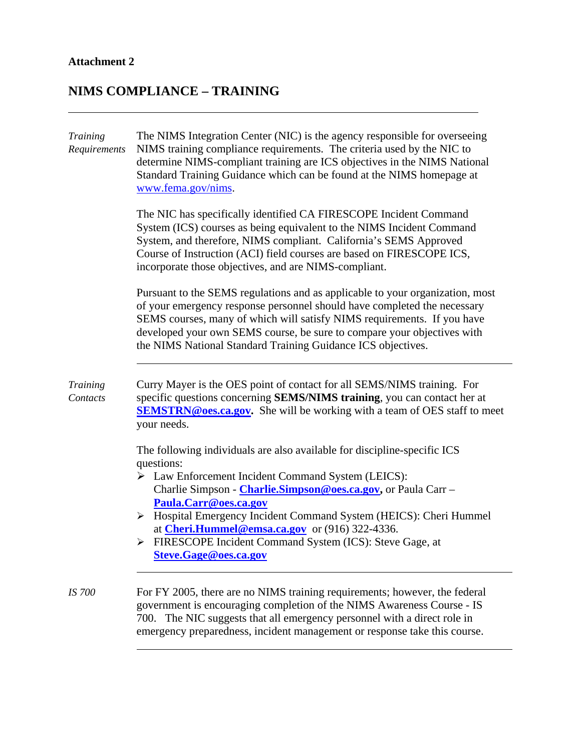**Attachment 2**

## NIMS COMPLIANCE – TRAINING

---

*Training Requirements*

The NIMS Integration Center (NIC) is the agency responsible for overseeing NIMS training compliance requirements. The criteria used by the NIC to determine NIMS-compliant training are ICS objectives in the NIMS National Standard Training Guidance which can be found at the NIMS homepage at www.fema.gov/nims.

The NIC has specifically identified CA FIRESCOPE Incident Command System (ICS) courses as being equivalent to the NIMS Incident Command System, and therefore, NIMS compliant. California's SEMS Approved Course of Instruction (ACI) field courses are based on FIRESCOPE ICS, incorporate those objectives, and are NIMS-compliant.

Pursuant to the SEMS regulations and as applicable to your organization, most of your emergency response personnel should have completed the necessary SEMS courses, many of which will satisfy NIMS requirements. If you have developed your own SEMS course, be sure to compare your objectives with the NIMS National Standard Training Guidance ICS objectives.

---

*Training Contacts*

Curry Mayer is the OES point of contact for all SEMS/NIMS training. For specific questions concerning **SEMS/NIMS training**, you can contact her at **SEMSTRN@oes.ca.gov.** She will be working with a team of OES staff to meet your needs.

The following individuals are also available for discipline-specific ICS questions:

- Law Enforcement Incident Command System (LEICS): Charlie Simpson - **Charlie.Simpson@oes.ca.gov,** or Paula Carr – **Paula.Carr@oes.ca.gov**
- Hospital Emergency Incident Command System (HEICS): Cheri Hummel at **Cheri.Hummel@emsa.ca.gov** or (916) 322-4336.
- FIRESCOPE Incident Command System (ICS): Steve Gage, at **Steve.Gage@oes.ca.gov**

---

*IS 700*

For FY 2005, there are no NIMS training requirements; however, the federal government is encouraging completion of the NIMS Awareness Course - IS 700. The NIC suggests that all emergency personnel with a direct role in emergency preparedness, incident management or response take this course.

---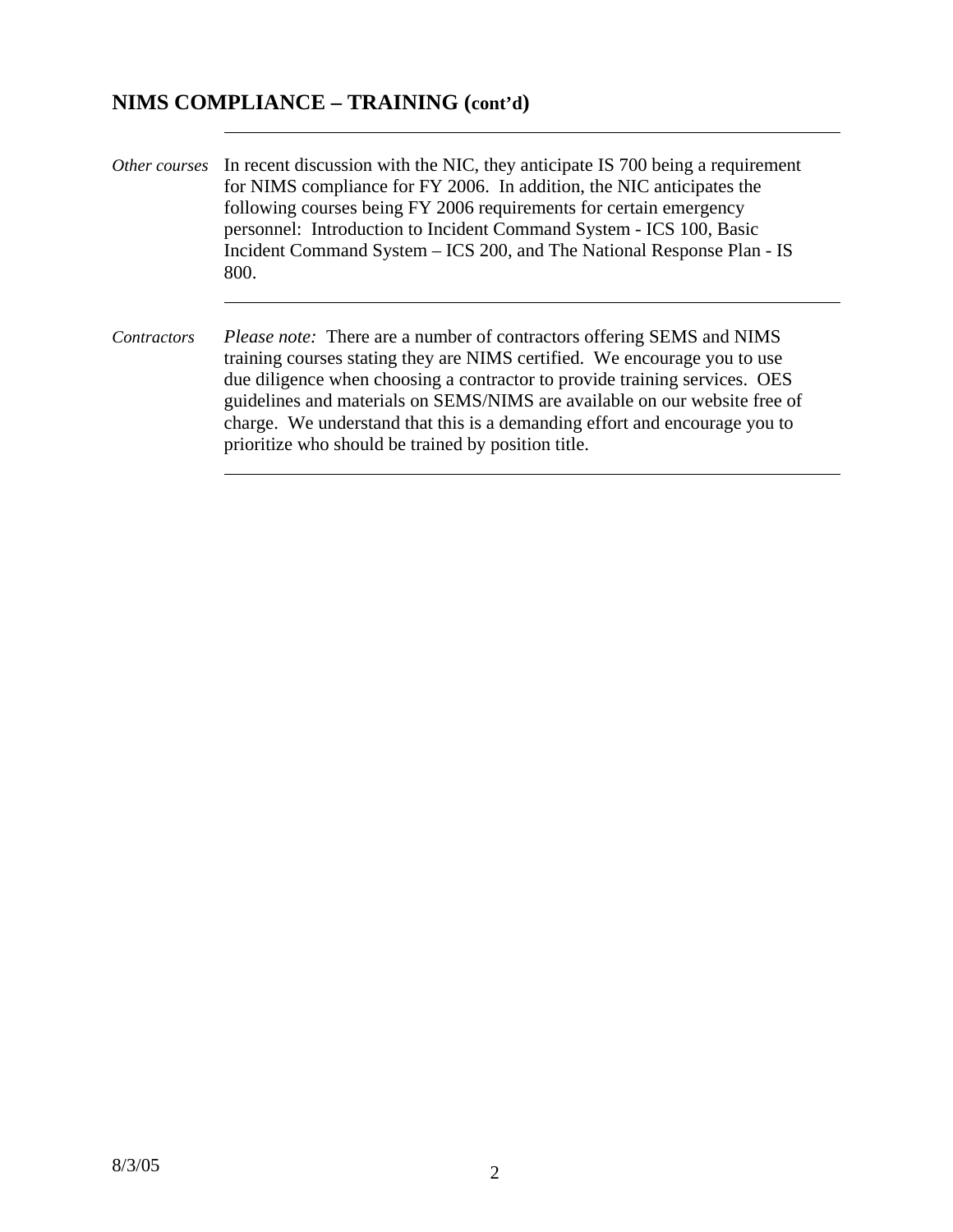## NIMS COMPLIANCE – TRAINING (cont'd)

*Other courses* In recent discussion with the NIC, they anticipate IS 700 being a requirement for NIMS compliance for FY 2006. In addition, the NIC anticipates the following courses being FY 2006 requirements for certain emergency personnel: Introduction to Incident Command System - ICS 100, Basic Incident Command System – ICS 200, and The National Response Plan - IS 800.

*Contractors* *Please note:* There are a number of contractors offering SEMS and NIMS training courses stating they are NIMS certified. We encourage you to use due diligence when choosing a contractor to provide training services. OES guidelines and materials on SEMS/NIMS are available on our website free of charge. We understand that this is a demanding effort and encourage you to prioritize who should be trained by position title.

8/3/05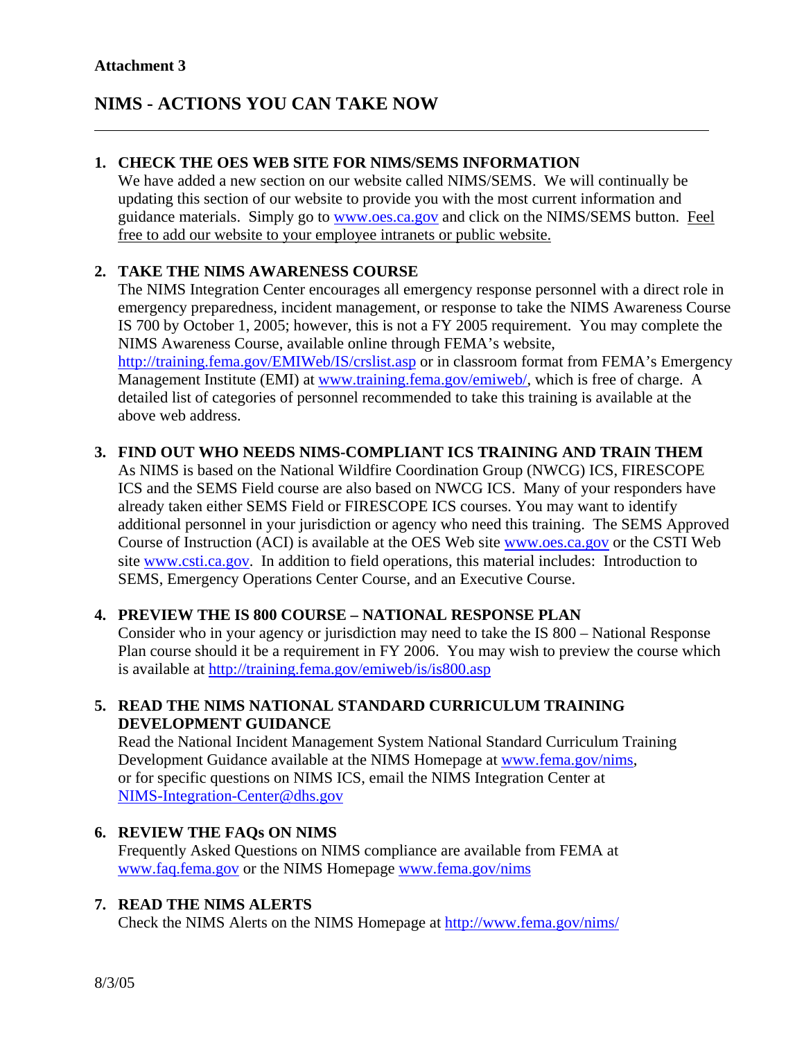**Attachment 3**

# NIMS - ACTIONS YOU CAN TAKE NOW

1. **CHECK THE OES WEB SITE FOR NIMS/SEMS INFORMATION**
   We have added a new section on our website called NIMS/SEMS. We will continually be updating this section of our website to provide you with the most current information and guidance materials. Simply go to www.oes.ca.gov and click on the NIMS/SEMS button. Feel free to add our website to your employee intranets or public website.

2. **TAKE THE NIMS AWARENESS COURSE**
   The NIMS Integration Center encourages all emergency response personnel with a direct role in emergency preparedness, incident management, or response to take the NIMS Awareness Course IS 700 by October 1, 2005; however, this is not a FY 2005 requirement. You may complete the NIMS Awareness Course, available online through FEMA's website, http://training.fema.gov/EMIWeb/IS/crslist.asp or in classroom format from FEMA's Emergency Management Institute (EMI) at www.training.fema.gov/emiweb/, which is free of charge. A detailed list of categories of personnel recommended to take this training is available at the above web address.

3. **FIND OUT WHO NEEDS NIMS-COMPLIANT ICS TRAINING AND TRAIN THEM**
   As NIMS is based on the National Wildfire Coordination Group (NWCG) ICS, FIRESCOPE ICS and the SEMS Field course are also based on NWCG ICS. Many of your responders have already taken either SEMS Field or FIRESCOPE ICS courses. You may want to identify additional personnel in your jurisdiction or agency who need this training. The SEMS Approved Course of Instruction (ACI) is available at the OES Web site www.oes.ca.gov or the CSTI Web site www.csti.ca.gov. In addition to field operations, this material includes: Introduction to SEMS, Emergency Operations Center Course, and an Executive Course.

4. **PREVIEW THE IS 800 COURSE – NATIONAL RESPONSE PLAN**
   Consider who in your agency or jurisdiction may need to take the IS 800 – National Response Plan course should it be a requirement in FY 2006. You may wish to preview the course which is available at http://training.fema.gov/emiweb/is/is800.asp

5. **READ THE NIMS NATIONAL STANDARD CURRICULUM TRAINING DEVELOPMENT GUIDANCE**
   Read the National Incident Management System National Standard Curriculum Training Development Guidance available at the NIMS Homepage at www.fema.gov/nims, or for specific questions on NIMS ICS, email the NIMS Integration Center at NIMS-Integration-Center@dhs.gov

6. **REVIEW THE FAQs ON NIMS**
   Frequently Asked Questions on NIMS compliance are available from FEMA at www.faq.fema.gov or the NIMS Homepage www.fema.gov/nims

7. **READ THE NIMS ALERTS**
   Check the NIMS Alerts on the NIMS Homepage at http://www.fema.gov/nims/

8/3/05